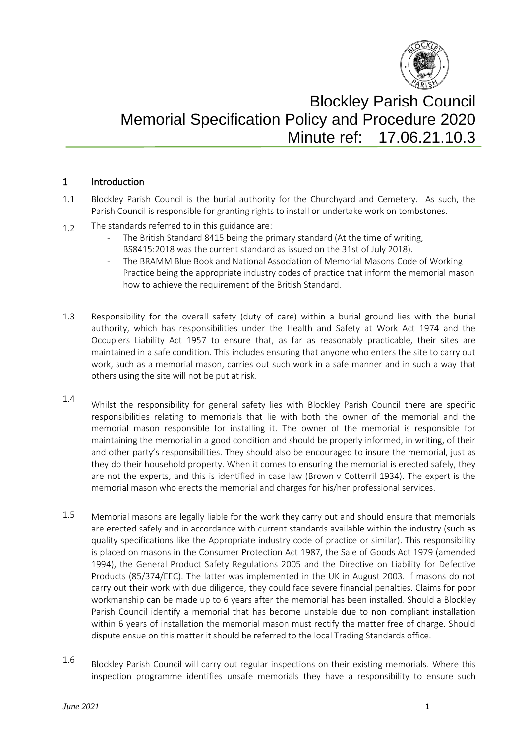# Blockley Parish Council
# Memorial Specification Policy and Procedure 2020
## Minute ref: 17.06.21.10.3

## 1 Introduction

1.1 Blockley Parish Council is the burial authority for the Churchyard and Cemetery. As such, the Parish Council is responsible for granting rights to install or undertake work on tombstones.

1.2 The standards referred to in this guidance are:
- The British Standard 8415 being the primary standard (At the time of writing, BS8415:2018 was the current standard as issued on the 31st of July 2018).
- The BRAMM Blue Book and National Association of Memorial Masons Code of Working Practice being the appropriate industry codes of practice that inform the memorial mason how to achieve the requirement of the British Standard.

1.3 Responsibility for the overall safety (duty of care) within a burial ground lies with the burial authority, which has responsibilities under the Health and Safety at Work Act 1974 and the Occupiers Liability Act 1957 to ensure that, as far as reasonably practicable, their sites are maintained in a safe condition. This includes ensuring that anyone who enters the site to carry out work, such as a memorial mason, carries out such work in a safe manner and in such a way that others using the site will not be put at risk.

1.4 Whilst the responsibility for general safety lies with Blockley Parish Council there are specific responsibilities relating to memorials that lie with both the owner of the memorial and the memorial mason responsible for installing it. The owner of the memorial is responsible for maintaining the memorial in a good condition and should be properly informed, in writing, of their and other party's responsibilities. They should also be encouraged to insure the memorial, just as they do their household property. When it comes to ensuring the memorial is erected safely, they are not the experts, and this is identified in case law (Brown v Cotterril 1934). The expert is the memorial mason who erects the memorial and charges for his/her professional services.

1.5 Memorial masons are legally liable for the work they carry out and should ensure that memorials are erected safely and in accordance with current standards available within the industry (such as quality specifications like the Appropriate industry code of practice or similar). This responsibility is placed on masons in the Consumer Protection Act 1987, the Sale of Goods Act 1979 (amended 1994), the General Product Safety Regulations 2005 and the Directive on Liability for Defective Products (85/374/EEC). The latter was implemented in the UK in August 2003. If masons do not carry out their work with due diligence, they could face severe financial penalties. Claims for poor workmanship can be made up to 6 years after the memorial has been installed. Should a Blockley Parish Council identify a memorial that has become unstable due to non compliant installation within 6 years of installation the memorial mason must rectify the matter free of charge. Should dispute ensue on this matter it should be referred to the local Trading Standards office.

1.6 Blockley Parish Council will carry out regular inspections on their existing memorials. Where this inspection programme identifies unsafe memorials they have a responsibility to ensure such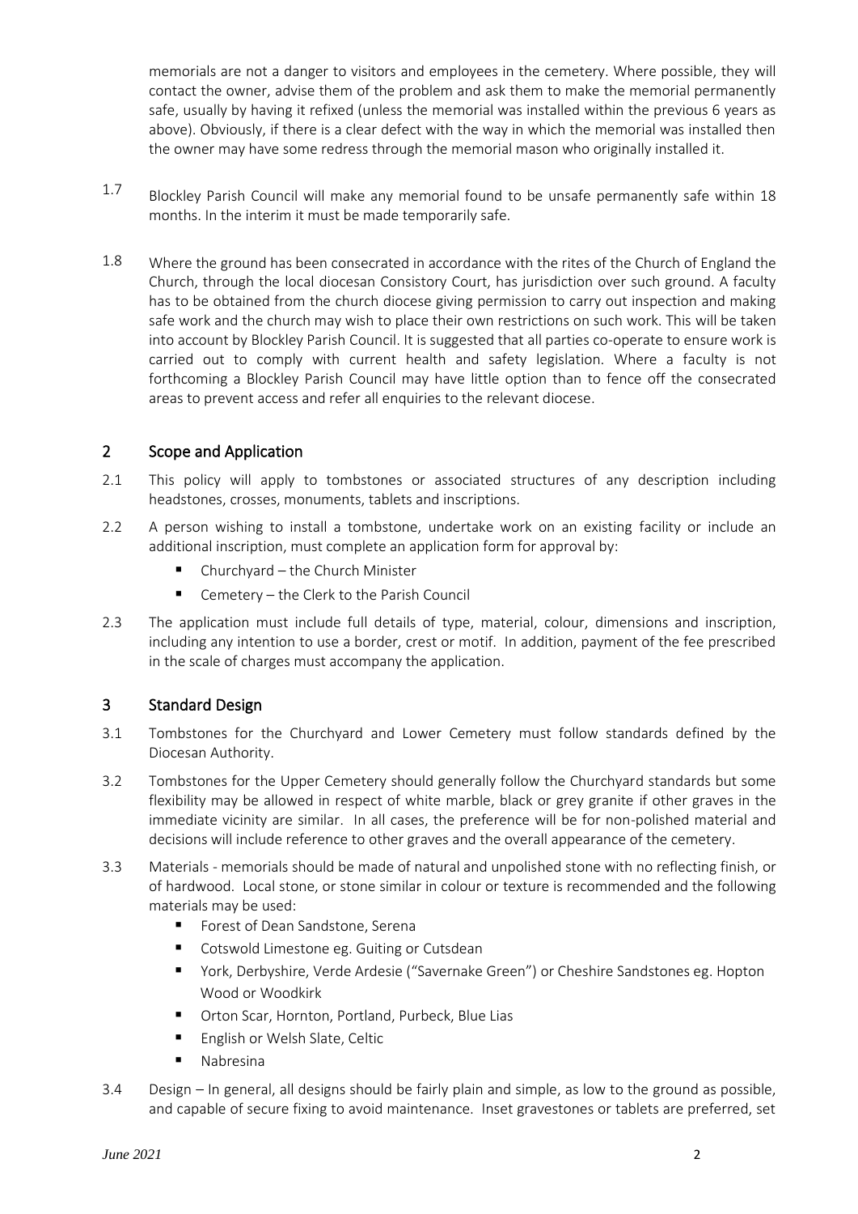memorials are not a danger to visitors and employees in the cemetery. Where possible, they will contact the owner, advise them of the problem and ask them to make the memorial permanently safe, usually by having it refixed (unless the memorial was installed within the previous 6 years as above). Obviously, if there is a clear defect with the way in which the memorial was installed then the owner may have some redress through the memorial mason who originally installed it.

1.7 Blockley Parish Council will make any memorial found to be unsafe permanently safe within 18 months. In the interim it must be made temporarily safe.

1.8 Where the ground has been consecrated in accordance with the rites of the Church of England the Church, through the local diocesan Consistory Court, has jurisdiction over such ground. A faculty has to be obtained from the church diocese giving permission to carry out inspection and making safe work and the church may wish to place their own restrictions on such work. This will be taken into account by Blockley Parish Council. It is suggested that all parties co-operate to ensure work is carried out to comply with current health and safety legislation. Where a faculty is not forthcoming a Blockley Parish Council may have little option than to fence off the consecrated areas to prevent access and refer all enquiries to the relevant diocese.

## 2 Scope and Application

2.1 This policy will apply to tombstones or associated structures of any description including headstones, crosses, monuments, tablets and inscriptions.

2.2 A person wishing to install a tombstone, undertake work on an existing facility or include an additional inscription, must complete an application form for approval by:

- Churchyard – the Church Minister
- Cemetery – the Clerk to the Parish Council

2.3 The application must include full details of type, material, colour, dimensions and inscription, including any intention to use a border, crest or motif. In addition, payment of the fee prescribed in the scale of charges must accompany the application.

## 3 Standard Design

3.1 Tombstones for the Churchyard and Lower Cemetery must follow standards defined by the Diocesan Authority.

3.2 Tombstones for the Upper Cemetery should generally follow the Churchyard standards but some flexibility may be allowed in respect of white marble, black or grey granite if other graves in the immediate vicinity are similar. In all cases, the preference will be for non-polished material and decisions will include reference to other graves and the overall appearance of the cemetery.

3.3 Materials - memorials should be made of natural and unpolished stone with no reflecting finish, or of hardwood. Local stone, or stone similar in colour or texture is recommended and the following materials may be used:

- Forest of Dean Sandstone, Serena
- Cotswold Limestone eg. Guiting or Cutsdean
- York, Derbyshire, Verde Ardesie ("Savernake Green") or Cheshire Sandstones eg. Hopton Wood or Woodkirk
- Orton Scar, Hornton, Portland, Purbeck, Blue Lias
- English or Welsh Slate, Celtic
- Nabresina

3.4 Design – In general, all designs should be fairly plain and simple, as low to the ground as possible, and capable of secure fixing to avoid maintenance. Inset gravestones or tablets are preferred, set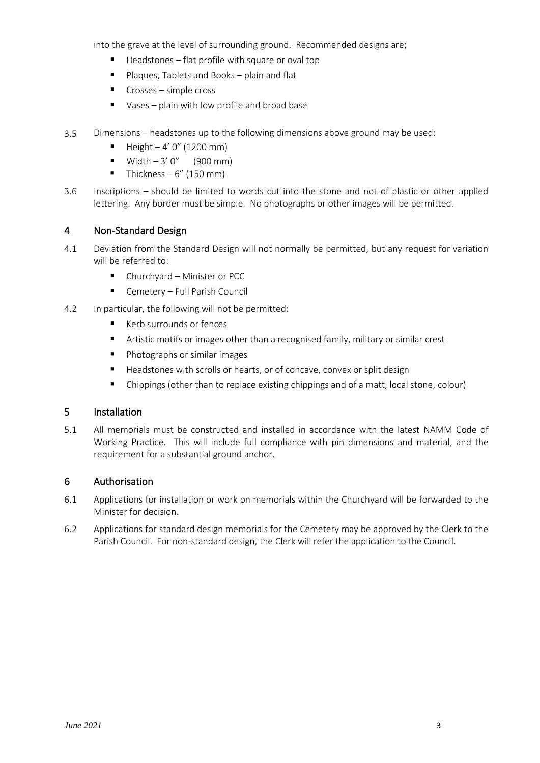into the grave at the level of surrounding ground. Recommended designs are;

- Headstones – flat profile with square or oval top
- Plaques, Tablets and Books – plain and flat
- Crosses – simple cross
- Vases – plain with low profile and broad base

3.5 Dimensions – headstones up to the following dimensions above ground may be used:

- Height – 4' 0" (1200 mm)
- Width – 3' 0" (900 mm)
- Thickness – 6" (150 mm)

3.6 Inscriptions – should be limited to words cut into the stone and not of plastic or other applied lettering. Any border must be simple. No photographs or other images will be permitted.

## 4 Non-Standard Design

4.1 Deviation from the Standard Design will not normally be permitted, but any request for variation will be referred to:

- Churchyard – Minister or PCC
- Cemetery – Full Parish Council

4.2 In particular, the following will not be permitted:

- Kerb surrounds or fences
- Artistic motifs or images other than a recognised family, military or similar crest
- Photographs or similar images
- Headstones with scrolls or hearts, or of concave, convex or split design
- Chippings (other than to replace existing chippings and of a matt, local stone, colour)

## 5 Installation

5.1 All memorials must be constructed and installed in accordance with the latest NAMM Code of Working Practice. This will include full compliance with pin dimensions and material, and the requirement for a substantial ground anchor.

## 6 Authorisation

6.1 Applications for installation or work on memorials within the Churchyard will be forwarded to the Minister for decision.

6.2 Applications for standard design memorials for the Cemetery may be approved by the Clerk to the Parish Council. For non-standard design, the Clerk will refer the application to the Council.

*June 2021*